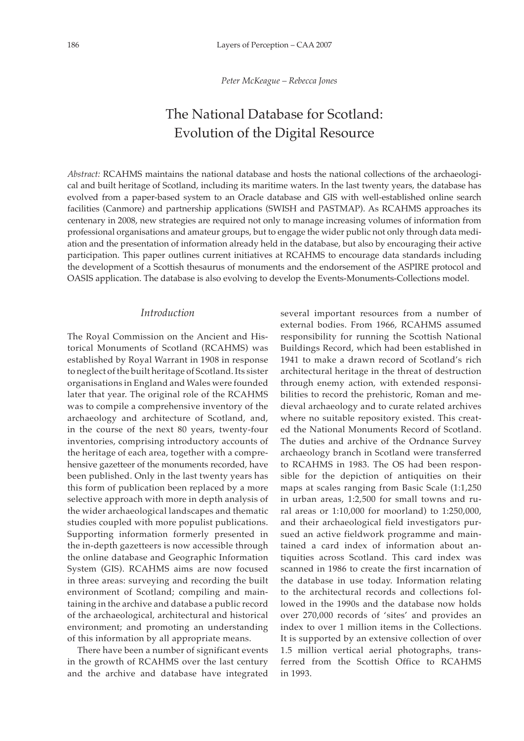*Peter McKeague – Rebecca Jones*

# The National Database for Scotland: Evolution of the Digital Resource

*Abstract:* RCAHMS maintains the national database and hosts the national collections of the archaeological and built heritage of Scotland, including its maritime waters. In the last twenty years, the database has evolved from a paper-based system to an Oracle database and GIS with well-established online search facilities (Canmore) and partnership applications (SWISH and PASTMAP). As RCAHMS approaches its centenary in 2008, new strategies are required not only to manage increasing volumes of information from professional organisations and amateur groups, but to engage the wider public not only through data mediation and the presentation of information already held in the database, but also by encouraging their active participation. This paper outlines current initiatives at RCAHMS to encourage data standards including the development of a Scottish thesaurus of monuments and the endorsement of the ASPIRE protocol and OASIS application. The database is also evolving to develop the Events-Monuments-Collections model.

## *Introduction*

The Royal Commission on the Ancient and Historical Monuments of Scotland (RCAHMS) was established by Royal Warrant in 1908 in response to neglect of the built heritage of Scotland. Its sister organisations in England and Wales were founded later that year. The original role of the RCAHMS was to compile a comprehensive inventory of the archaeology and architecture of Scotland, and, in the course of the next 80 years, twenty-four inventories, comprising introductory accounts of the heritage of each area, together with a comprehensive gazetteer of the monuments recorded, have been published. Only in the last twenty years has this form of publication been replaced by a more selective approach with more in depth analysis of the wider archaeological landscapes and thematic studies coupled with more populist publications. Supporting information formerly presented in the in-depth gazetteers is now accessible through the online database and Geographic Information System (GIS). RCAHMS aims are now focused in three areas: surveying and recording the built environment of Scotland; compiling and maintaining in the archive and database a public record of the archaeological, architectural and historical environment; and promoting an understanding of this information by all appropriate means.

There have been a number of significant events in the growth of RCAHMS over the last century and the archive and database have integrated several important resources from a number of external bodies. From 1966, RCAHMS assumed responsibility for running the Scottish National Buildings Record, which had been established in 1941 to make a drawn record of Scotland's rich architectural heritage in the threat of destruction through enemy action, with extended responsibilities to record the prehistoric, Roman and medieval archaeology and to curate related archives where no suitable repository existed. This created the National Monuments Record of Scotland. The duties and archive of the Ordnance Survey archaeology branch in Scotland were transferred to RCAHMS in 1983. The OS had been responsible for the depiction of antiquities on their maps at scales ranging from Basic Scale (1:1,250 in urban areas, 1:2,500 for small towns and rural areas or 1:10,000 for moorland) to 1:250,000, and their archaeological field investigators pursued an active fieldwork programme and maintained a card index of information about antiquities across Scotland. This card index was scanned in 1986 to create the first incarnation of the database in use today. Information relating to the architectural records and collections followed in the 1990s and the database now holds over 270,000 records of 'sites' and provides an index to over 1 million items in the Collections. It is supported by an extensive collection of over 1.5 million vertical aerial photographs, transferred from the Scottish Office to RCAHMS in 1993.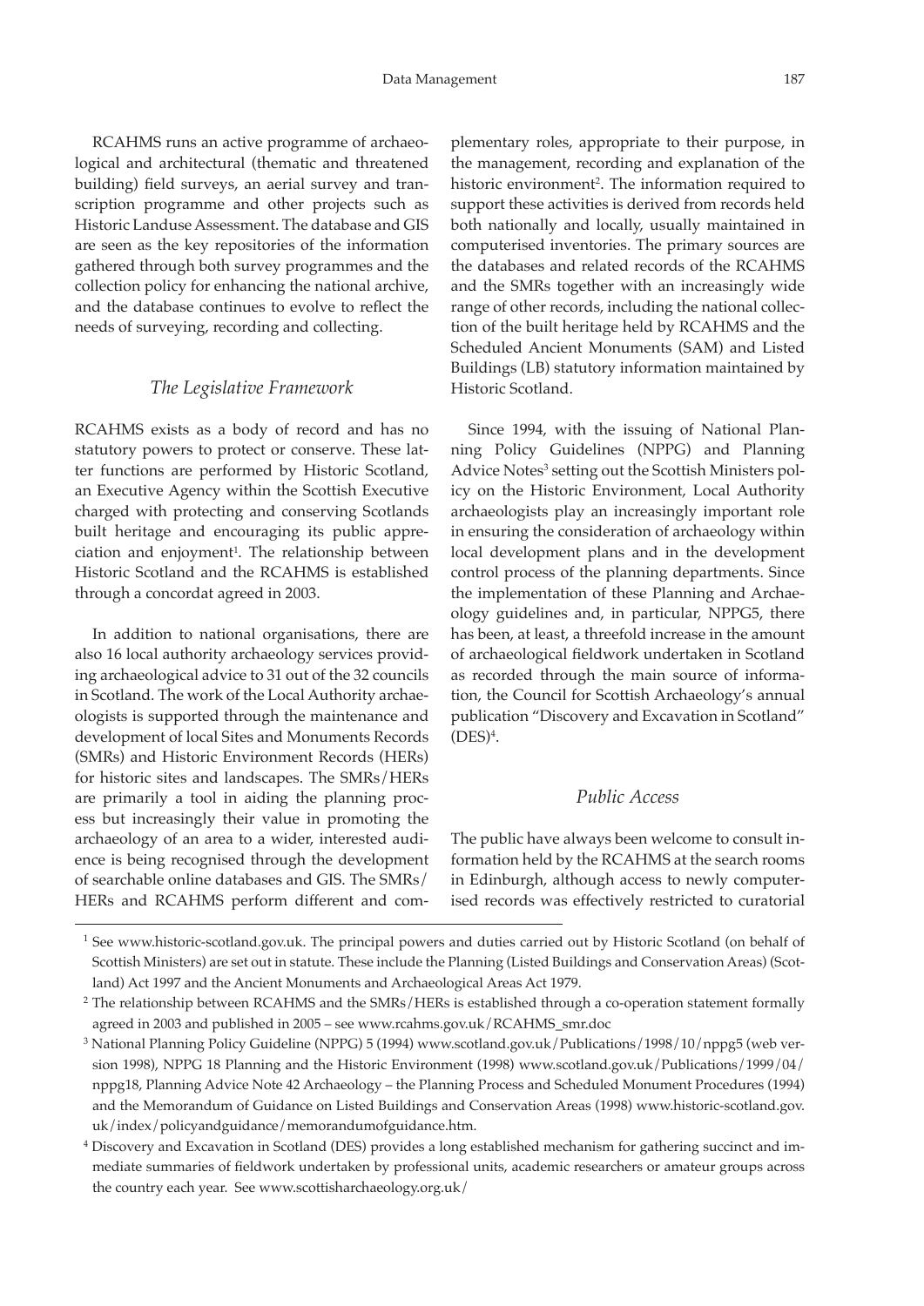RCAHMS runs an active programme of archaeological and architectural (thematic and threatened building) field surveys, an aerial survey and transcription programme and other projects such as Historic Landuse Assessment. The database and GIS are seen as the key repositories of the information gathered through both survey programmes and the collection policy for enhancing the national archive, and the database continues to evolve to reflect the needs of surveying, recording and collecting.

### *The Legislative Framework*

RCAHMS exists as a body of record and has no statutory powers to protect or conserve. These latter functions are performed by Historic Scotland, an Executive Agency within the Scottish Executive charged with protecting and conserving Scotlands built heritage and encouraging its public appreciation and enjoyment[1]. The relationship between Historic Scotland and the RCAHMS is established through a concordat agreed in 2003.

In addition to national organisations, there are also 16 local authority archaeology services providing archaeological advice to 31 out of the 32 councils in Scotland. The work of the Local Authority archaeologists is supported through the maintenance and development of local Sites and Monuments Records (SMRs) and Historic Environment Records (HERs) for historic sites and landscapes. The SMRs/HERs are primarily a tool in aiding the planning process but increasingly their value in promoting the archaeology of an area to a wider, interested audience is being recognised through the development of searchable online databases and GIS. The SMRs/HERs and RCAHMS perform different and complementary roles, appropriate to their purpose, in the management, recording and explanation of the historic environment[2]. The information required to support these activities is derived from records held both nationally and locally, usually maintained in computerised inventories. The primary sources are the databases and related records of the RCAHMS and the SMRs together with an increasingly wide range of other records, including the national collection of the built heritage held by RCAHMS and the Scheduled Ancient Monuments (SAM) and Listed Buildings (LB) statutory information maintained by Historic Scotland.

Since 1994, with the issuing of National Planning Policy Guidelines (NPPG) and Planning Advice Notes[3] setting out the Scottish Ministers policy on the Historic Environment, Local Authority archaeologists play an increasingly important role in ensuring the consideration of archaeology within local development plans and in the development control process of the planning departments. Since the implementation of these Planning and Archaeology guidelines and, in particular, NPPG5, there has been, at least, a threefold increase in the amount of archaeological fieldwork undertaken in Scotland as recorded through the main source of information, the Council for Scottish Archaeology's annual publication "Discovery and Excavation in Scotland" (DES)[4].

### *Public Access*

The public have always been welcome to consult information held by the RCAHMS at the search rooms in Edinburgh, although access to newly computerised records was effectively restricted to curatorial

---

[1] See www.historic-scotland.gov.uk. The principal powers and duties carried out by Historic Scotland (on behalf of Scottish Ministers) are set out in statute. These include the Planning (Listed Buildings and Conservation Areas) (Scotland) Act 1997 and the Ancient Monuments and Archaeological Areas Act 1979.

[2] The relationship between RCAHMS and the SMRs/HERs is established through a co-operation statement formally agreed in 2003 and published in 2005 – see www.rcahms.gov.uk/RCAHMS_smr.doc

[3] National Planning Policy Guideline (NPPG) 5 (1994) www.scotland.gov.uk/Publications/1998/10/nppg5 (web version 1998), NPPG 18 Planning and the Historic Environment (1998) www.scotland.gov.uk/Publications/1999/04/nppg18, Planning Advice Note 42 Archaeology – the Planning Process and Scheduled Monument Procedures (1994) and the Memorandum of Guidance on Listed Buildings and Conservation Areas (1998) www.historic-scotland.gov.uk/index/policyandguidance/memorandumofguidance.htm.

[4] Discovery and Excavation in Scotland (DES) provides a long established mechanism for gathering succinct and immediate summaries of fieldwork undertaken by professional units, academic researchers or amateur groups across the country each year. See www.scottisharchaeology.org.uk/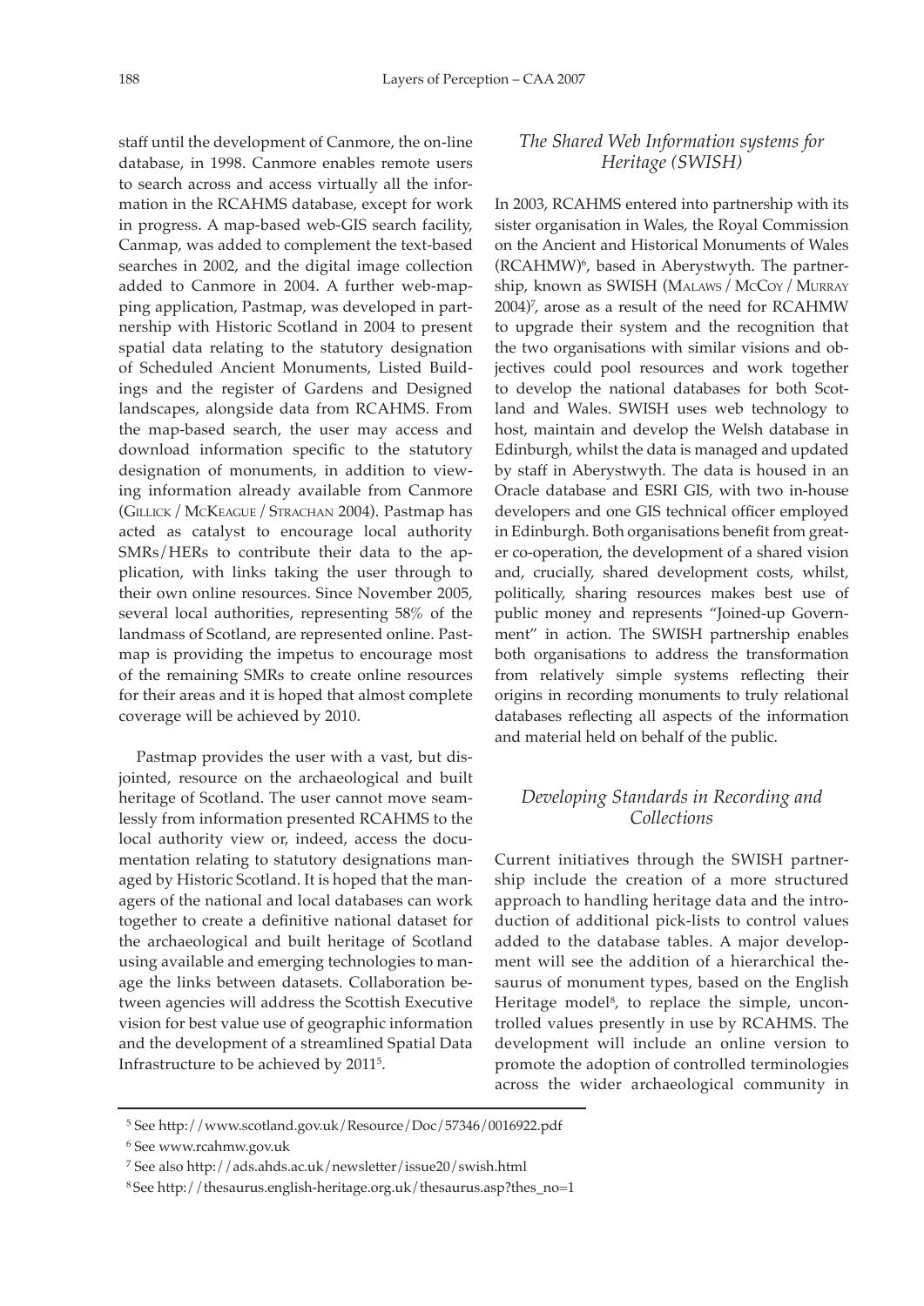staff until the development of Canmore, the on-line database, in 1998. Canmore enables remote users to search across and access virtually all the information in the RCAHMS database, except for work in progress. A map-based web-GIS search facility, Canmap, was added to complement the text-based searches in 2002, and the digital image collection added to Canmore in 2004. A further web-mapping application, Pastmap, was developed in partnership with Historic Scotland in 2004 to present spatial data relating to the statutory designation of Scheduled Ancient Monuments, Listed Buildings and the register of Gardens and Designed landscapes, alongside data from RCAHMS. From the map-based search, the user may access and download information specific to the statutory designation of monuments, in addition to viewing information already available from Canmore (Gillick / McKeague / Strachan 2004). Pastmap has acted as catalyst to encourage local authority SMRs/HERs to contribute their data to the application, with links taking the user through to their own online resources. Since November 2005, several local authorities, representing 58% of the landmass of Scotland, are represented online. Pastmap is providing the impetus to encourage most of the remaining SMRs to create online resources for their areas and it is hoped that almost complete coverage will be achieved by 2010.

Pastmap provides the user with a vast, but disjointed, resource on the archaeological and built heritage of Scotland. The user cannot move seamlessly from information presented RCAHMS to the local authority view or, indeed, access the documentation relating to statutory designations managed by Historic Scotland. It is hoped that the managers of the national and local databases can work together to create a definitive national dataset for the archaeological and built heritage of Scotland using available and emerging technologies to manage the links between datasets. Collaboration between agencies will address the Scottish Executive vision for best value use of geographic information and the development of a streamlined Spatial Data Infrastructure to be achieved by 2011[5].

## *The Shared Web Information systems for Heritage (SWISH)*

In 2003, RCAHMS entered into partnership with its sister organisation in Wales, the Royal Commission on the Ancient and Historical Monuments of Wales (RCAHMW)[6], based in Aberystwyth. The partnership, known as SWISH (Malaws / McCoy / Murray 2004)[7], arose as a result of the need for RCAHMW to upgrade their system and the recognition that the two organisations with similar visions and objectives could pool resources and work together to develop the national databases for both Scotland and Wales. SWISH uses web technology to host, maintain and develop the Welsh database in Edinburgh, whilst the data is managed and updated by staff in Aberystwyth. The data is housed in an Oracle database and ESRI GIS, with two in-house developers and one GIS technical officer employed in Edinburgh. Both organisations benefit from greater co-operation, the development of a shared vision and, crucially, shared development costs, whilst, politically, sharing resources makes best use of public money and represents "Joined-up Government" in action. The SWISH partnership enables both organisations to address the transformation from relatively simple systems reflecting their origins in recording monuments to truly relational databases reflecting all aspects of the information and material held on behalf of the public.

## *Developing Standards in Recording and Collections*

Current initiatives through the SWISH partnership include the creation of a more structured approach to handling heritage data and the introduction of additional pick-lists to control values added to the database tables. A major development will see the addition of a hierarchical thesaurus of monument types, based on the English Heritage model[8], to replace the simple, uncontrolled values presently in use by RCAHMS. The development will include an online version to promote the adoption of controlled terminologies across the wider archaeological community in

---

[5] See http://www.scotland.gov.uk/Resource/Doc/57346/0016922.pdf

[6] See www.rcahmw.gov.uk

[7] See also http://ads.ahds.ac.uk/newsletter/issue20/swish.html

[8] See http://thesaurus.english-heritage.org.uk/thesaurus.asp?thes_no=1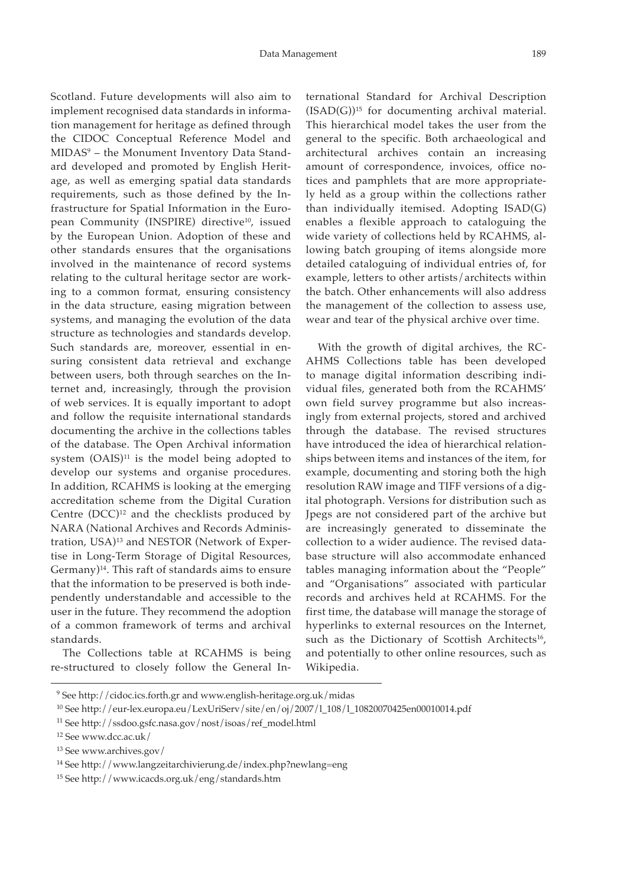Scotland. Future developments will also aim to implement recognised data standards in information management for heritage as defined through the CIDOC Conceptual Reference Model and MIDAS[9] – the Monument Inventory Data Standard developed and promoted by English Heritage, as well as emerging spatial data standards requirements, such as those defined by the Infrastructure for Spatial Information in the European Community (INSPIRE) directive[10], issued by the European Union. Adoption of these and other standards ensures that the organisations involved in the maintenance of record systems relating to the cultural heritage sector are working to a common format, ensuring consistency in the data structure, easing migration between systems, and managing the evolution of the data structure as technologies and standards develop. Such standards are, moreover, essential in ensuring consistent data retrieval and exchange between users, both through searches on the Internet and, increasingly, through the provision of web services. It is equally important to adopt and follow the requisite international standards documenting the archive in the collections tables of the database. The Open Archival information system (OAIS)[11] is the model being adopted to develop our systems and organise procedures. In addition, RCAHMS is looking at the emerging accreditation scheme from the Digital Curation Centre (DCC)[12] and the checklists produced by NARA (National Archives and Records Administration, USA)[13] and NESTOR (Network of Expertise in Long-Term Storage of Digital Resources, Germany)[14]. This raft of standards aims to ensure that the information to be preserved is both independently understandable and accessible to the user in the future. They recommend the adoption of a common framework of terms and archival standards.

The Collections table at RCAHMS is being re-structured to closely follow the General International Standard for Archival Description (ISAD(G))[15] for documenting archival material. This hierarchical model takes the user from the general to the specific. Both archaeological and architectural archives contain an increasing amount of correspondence, invoices, office notices and pamphlets that are more appropriately held as a group within the collections rather than individually itemised. Adopting ISAD(G) enables a flexible approach to cataloguing the wide variety of collections held by RCAHMS, allowing batch grouping of items alongside more detailed cataloguing of individual entries of, for example, letters to other artists/architects within the batch. Other enhancements will also address the management of the collection to assess use, wear and tear of the physical archive over time.

With the growth of digital archives, the RCAHMS Collections table has been developed to manage digital information describing individual files, generated both from the RCAHMS' own field survey programme but also increasingly from external projects, stored and archived through the database. The revised structures have introduced the idea of hierarchical relationships between items and instances of the item, for example, documenting and storing both the high resolution RAW image and TIFF versions of a digital photograph. Versions for distribution such as Jpegs are not considered part of the archive but are increasingly generated to disseminate the collection to a wider audience. The revised database structure will also accommodate enhanced tables managing information about the "People" and "Organisations" associated with particular records and archives held at RCAHMS. For the first time, the database will manage the storage of hyperlinks to external resources on the Internet, such as the Dictionary of Scottish Architects[16], and potentially to other online resources, such as Wikipedia.

---

[9] See http://cidoc.ics.forth.gr and www.english-heritage.org.uk/midas

[10] See http://eur-lex.europa.eu/LexUriServ/site/en/oj/2007/l_108/l_10820070425en00010014.pdf

[11] See http://ssdoo.gsfc.nasa.gov/nost/isoas/ref_model.html

[12] See www.dcc.ac.uk/

[13] See www.archives.gov/

[14] See http://www.langzeitarchivierung.de/index.php?newlang=eng

[15] See http://www.icacds.org.uk/eng/standards.htm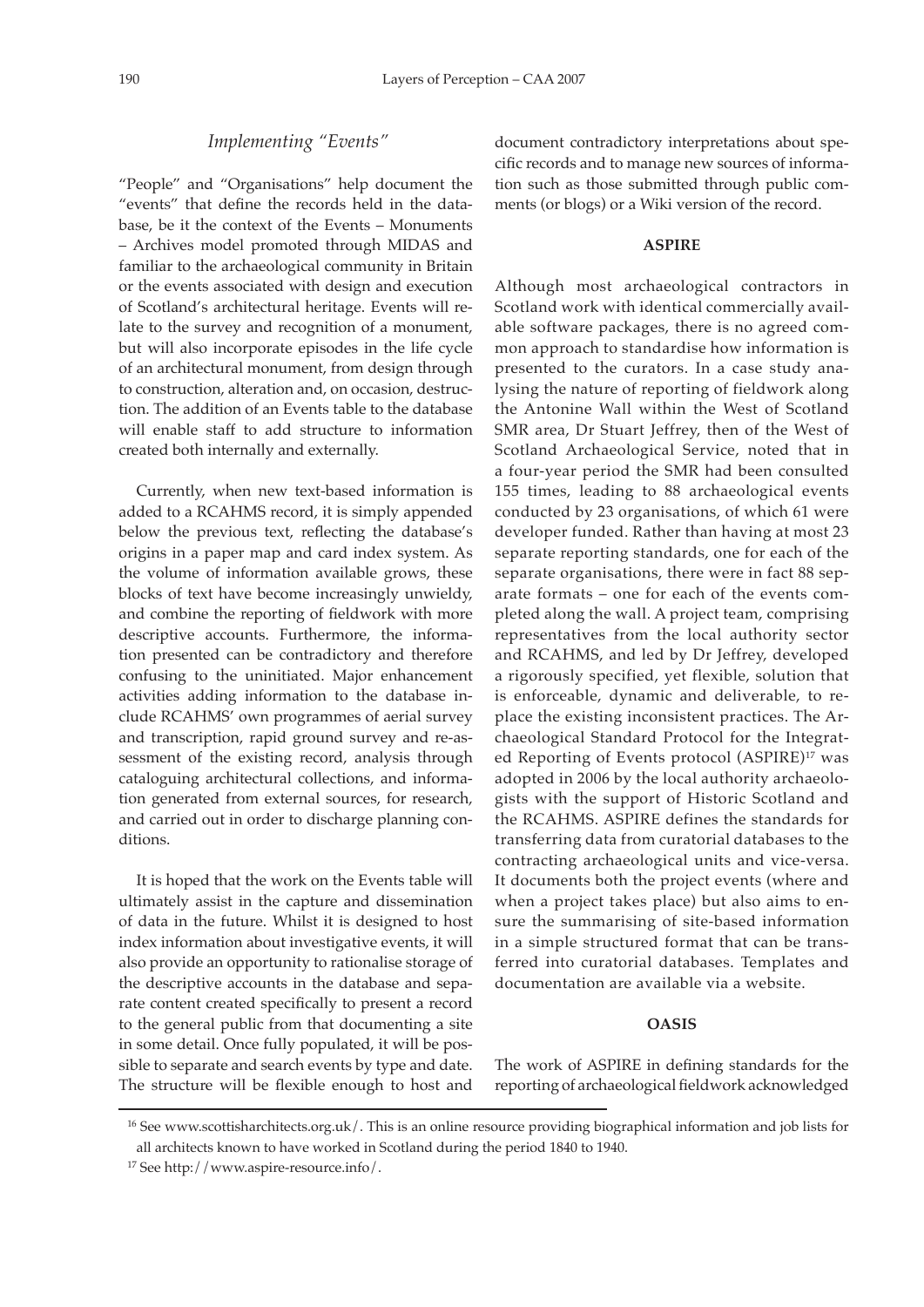### *Implementing "Events"*

"People" and "Organisations" help document the "events" that define the records held in the database, be it the context of the Events – Monuments – Archives model promoted through MIDAS and familiar to the archaeological community in Britain or the events associated with design and execution of Scotland's architectural heritage. Events will relate to the survey and recognition of a monument, but will also incorporate episodes in the life cycle of an architectural monument, from design through to construction, alteration and, on occasion, destruction. The addition of an Events table to the database will enable staff to add structure to information created both internally and externally.

Currently, when new text-based information is added to a RCAHMS record, it is simply appended below the previous text, reflecting the database's origins in a paper map and card index system. As the volume of information available grows, these blocks of text have become increasingly unwieldy, and combine the reporting of fieldwork with more descriptive accounts. Furthermore, the information presented can be contradictory and therefore confusing to the uninitiated. Major enhancement activities adding information to the database include RCAHMS' own programmes of aerial survey and transcription, rapid ground survey and re-assessment of the existing record, analysis through cataloguing architectural collections, and information generated from external sources, for research, and carried out in order to discharge planning conditions.

It is hoped that the work on the Events table will ultimately assist in the capture and dissemination of data in the future. Whilst it is designed to host index information about investigative events, it will also provide an opportunity to rationalise storage of the descriptive accounts in the database and separate content created specifically to present a record to the general public from that documenting a site in some detail. Once fully populated, it will be possible to separate and search events by type and date. The structure will be flexible enough to host and document contradictory interpretations about specific records and to manage new sources of information such as those submitted through public comments (or blogs) or a Wiki version of the record.

#### ASPIRE

Although most archaeological contractors in Scotland work with identical commercially available software packages, there is no agreed common approach to standardise how information is presented to the curators. In a case study analysing the nature of reporting of fieldwork along the Antonine Wall within the West of Scotland SMR area, Dr Stuart Jeffrey, then of the West of Scotland Archaeological Service, noted that in a four-year period the SMR had been consulted 155 times, leading to 88 archaeological events conducted by 23 organisations, of which 61 were developer funded. Rather than having at most 23 separate reporting standards, one for each of the separate organisations, there were in fact 88 separate formats – one for each of the events completed along the wall. A project team, comprising representatives from the local authority sector and RCAHMS, and led by Dr Jeffrey, developed a rigorously specified, yet flexible, solution that is enforceable, dynamic and deliverable, to replace the existing inconsistent practices. The Archaeological Standard Protocol for the Integrated Reporting of Events protocol (ASPIRE)[17] was adopted in 2006 by the local authority archaeologists with the support of Historic Scotland and the RCAHMS. ASPIRE defines the standards for transferring data from curatorial databases to the contracting archaeological units and vice-versa. It documents both the project events (where and when a project takes place) but also aims to ensure the summarising of site-based information in a simple structured format that can be transferred into curatorial databases. Templates and documentation are available via a website.

#### OASIS

The work of ASPIRE in defining standards for the reporting of archaeological fieldwork acknowledged

---

[16] See www.scottisharchitects.org.uk/. This is an online resource providing biographical information and job lists for all architects known to have worked in Scotland during the period 1840 to 1940.

[17] See http://www.aspire-resource.info/.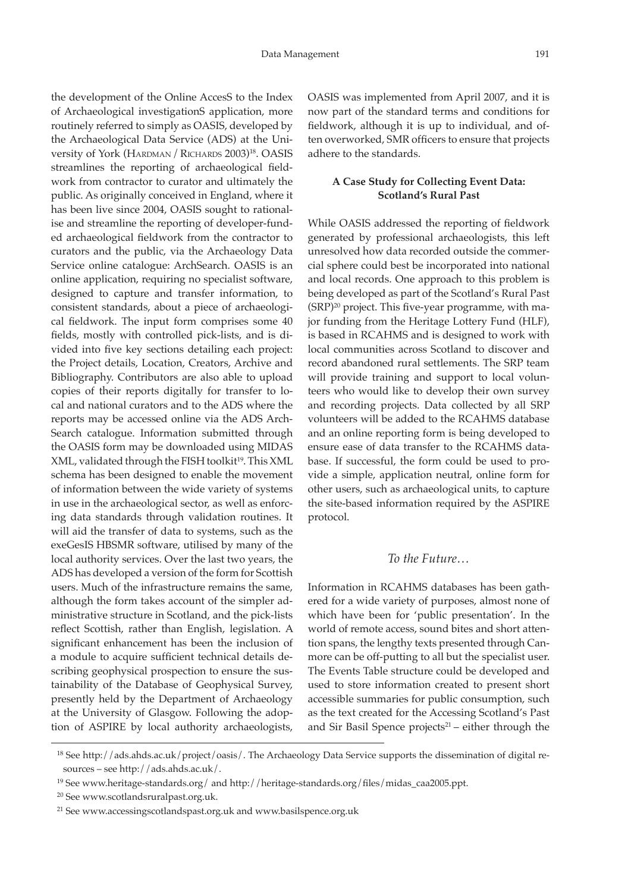the development of the Online AccesS to the Index of Archaeological investigationS application, more routinely referred to simply as OASIS, developed by the Archaeological Data Service (ADS) at the University of York (Hardman / Richards 2003)[18]. OASIS streamlines the reporting of archaeological fieldwork from contractor to curator and ultimately the public. As originally conceived in England, where it has been live since 2004, OASIS sought to rationalise and streamline the reporting of developer-funded archaeological fieldwork from the contractor to curators and the public, via the Archaeology Data Service online catalogue: ArchSearch. OASIS is an online application, requiring no specialist software, designed to capture and transfer information, to consistent standards, about a piece of archaeological fieldwork. The input form comprises some 40 fields, mostly with controlled pick-lists, and is divided into five key sections detailing each project: the Project details, Location, Creators, Archive and Bibliography. Contributors are also able to upload copies of their reports digitally for transfer to local and national curators and to the ADS where the reports may be accessed online via the ADS ArchSearch catalogue. Information submitted through the OASIS form may be downloaded using MIDAS XML, validated through the FISH toolkit[19]. This XML schema has been designed to enable the movement of information between the wide variety of systems in use in the archaeological sector, as well as enforcing data standards through validation routines. It will aid the transfer of data to systems, such as the exeGesIS HBSMR software, utilised by many of the local authority services. Over the last two years, the ADS has developed a version of the form for Scottish users. Much of the infrastructure remains the same, although the form takes account of the simpler administrative structure in Scotland, and the pick-lists reflect Scottish, rather than English, legislation. A significant enhancement has been the inclusion of a module to acquire sufficient technical details describing geophysical prospection to ensure the sustainability of the Database of Geophysical Survey, presently held by the Department of Archaeology at the University of Glasgow. Following the adoption of ASPIRE by local authority archaeologists, OASIS was implemented from April 2007, and it is now part of the standard terms and conditions for fieldwork, although it is up to individual, and often overworked, SMR officers to ensure that projects adhere to the standards.

### A Case Study for Collecting Event Data: Scotland's Rural Past

While OASIS addressed the reporting of fieldwork generated by professional archaeologists, this left unresolved how data recorded outside the commercial sphere could best be incorporated into national and local records. One approach to this problem is being developed as part of the Scotland's Rural Past (SRP)[20] project. This five-year programme, with major funding from the Heritage Lottery Fund (HLF), is based in RCAHMS and is designed to work with local communities across Scotland to discover and record abandoned rural settlements. The SRP team will provide training and support to local volunteers who would like to develop their own survey and recording projects. Data collected by all SRP volunteers will be added to the RCAHMS database and an online reporting form is being developed to ensure ease of data transfer to the RCAHMS database. If successful, the form could be used to provide a simple, application neutral, online form for other users, such as archaeological units, to capture the site-based information required by the ASPIRE protocol.

## *To the Future…*

Information in RCAHMS databases has been gathered for a wide variety of purposes, almost none of which have been for 'public presentation'. In the world of remote access, sound bites and short attention spans, the lengthy texts presented through Canmore can be off-putting to all but the specialist user. The Events Table structure could be developed and used to store information created to present short accessible summaries for public consumption, such as the text created for the Accessing Scotland's Past and Sir Basil Spence projects[21] – either through the

---

[18] See http://ads.ahds.ac.uk/project/oasis/. The Archaeology Data Service supports the dissemination of digital resources – see http://ads.ahds.ac.uk/.

[19] See www.heritage-standards.org/ and http://heritage-standards.org/files/midas_caa2005.ppt.

[20] See www.scotlandsruralpast.org.uk.

[21] See www.accessingscotlandspast.org.uk and www.basilspence.org.uk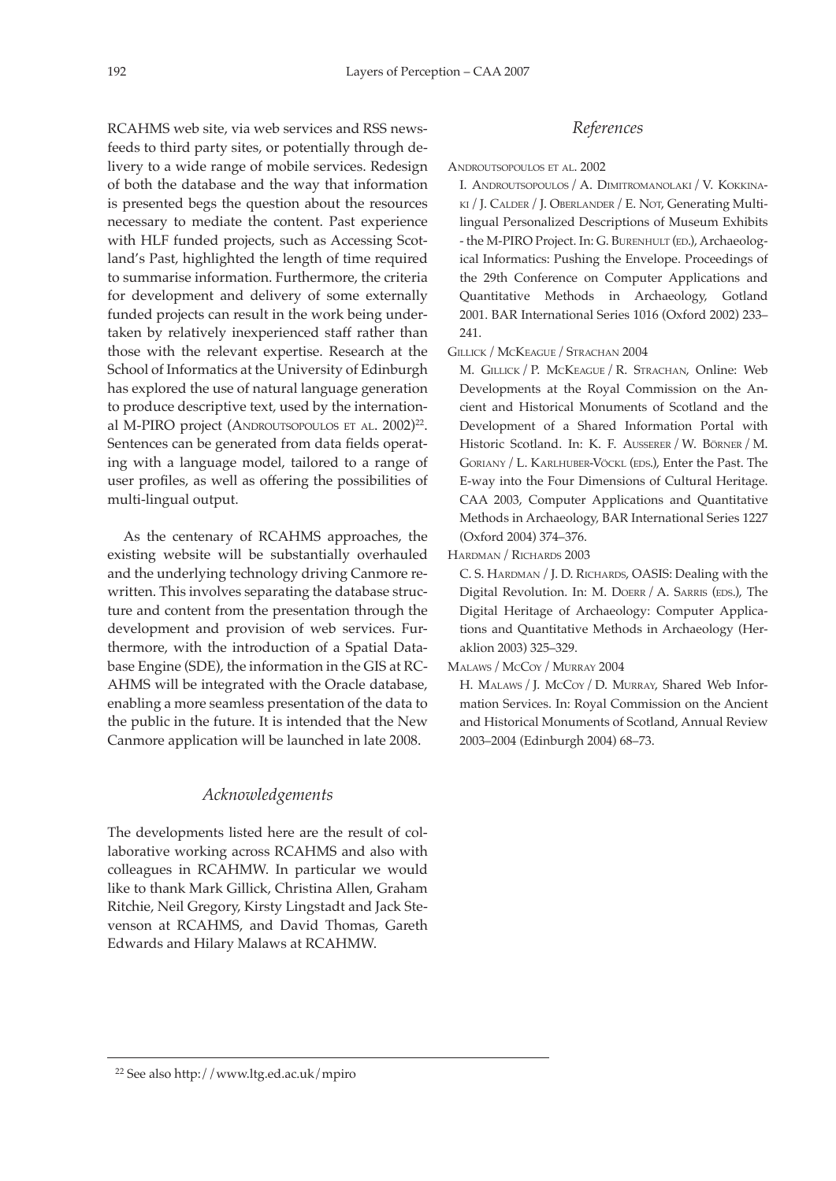RCAHMS web site, via web services and RSS newsfeeds to third party sites, or potentially through delivery to a wide range of mobile services. Redesign of both the database and the way that information is presented begs the question about the resources necessary to mediate the content. Past experience with HLF funded projects, such as Accessing Scotland's Past, highlighted the length of time required to summarise information. Furthermore, the criteria for development and delivery of some externally funded projects can result in the work being undertaken by relatively inexperienced staff rather than those with the relevant expertise. Research at the School of Informatics at the University of Edinburgh has explored the use of natural language generation to produce descriptive text, used by the international M-PIRO project (Androutsopoulos et al. 2002)[22]. Sentences can be generated from data fields operating with a language model, tailored to a range of user profiles, as well as offering the possibilities of multi-lingual output.

As the centenary of RCAHMS approaches, the existing website will be substantially overhauled and the underlying technology driving Canmore rewritten. This involves separating the database structure and content from the presentation through the development and provision of web services. Furthermore, with the introduction of a Spatial Database Engine (SDE), the information in the GIS at RCAHMS will be integrated with the Oracle database, enabling a more seamless presentation of the data to the public in the future. It is intended that the New Canmore application will be launched in late 2008.

## *Acknowledgements*

The developments listed here are the result of collaborative working across RCAHMS and also with colleagues in RCAHMW. In particular we would like to thank Mark Gillick, Christina Allen, Graham Ritchie, Neil Gregory, Kirsty Lingstadt and Jack Stevenson at RCAHMS, and David Thomas, Gareth Edwards and Hilary Malaws at RCAHMW.

## *References*

Androutsopoulos et al. 2002

I. Androutsopoulos / A. Dimitromanolaki / V. Kokkinaki / J. Calder / J. Oberlander / E. Not, Generating Multilingual Personalized Descriptions of Museum Exhibits - the M-PIRO Project. In: G. Burenhult (ed.), Archaeological Informatics: Pushing the Envelope. Proceedings of the 29th Conference on Computer Applications and Quantitative Methods in Archaeology, Gotland 2001. BAR International Series 1016 (Oxford 2002) 233–241.

Gillick / McKeague / Strachan 2004

M. Gillick / P. McKeague / R. Strachan, Online: Web Developments at the Royal Commission on the Ancient and Historical Monuments of Scotland and the Development of a Shared Information Portal with Historic Scotland. In: K. F. Ausserer / W. Börner / M. Goriany / L. Karlhuber-Vöckl (eds.), Enter the Past. The E-way into the Four Dimensions of Cultural Heritage. CAA 2003, Computer Applications and Quantitative Methods in Archaeology, BAR International Series 1227 (Oxford 2004) 374–376.

Hardman / Richards 2003

C. S. Hardman / J. D. Richards, OASIS: Dealing with the Digital Revolution. In: M. Doerr / A. Sarris (eds.), The Digital Heritage of Archaeology: Computer Applications and Quantitative Methods in Archaeology (Heraklion 2003) 325–329.

Malaws / McCoy / Murray 2004

H. Malaws / J. McCoy / D. Murray, Shared Web Information Services. In: Royal Commission on the Ancient and Historical Monuments of Scotland, Annual Review 2003–2004 (Edinburgh 2004) 68–73.

---

[22] See also http://www.ltg.ed.ac.uk/mpiro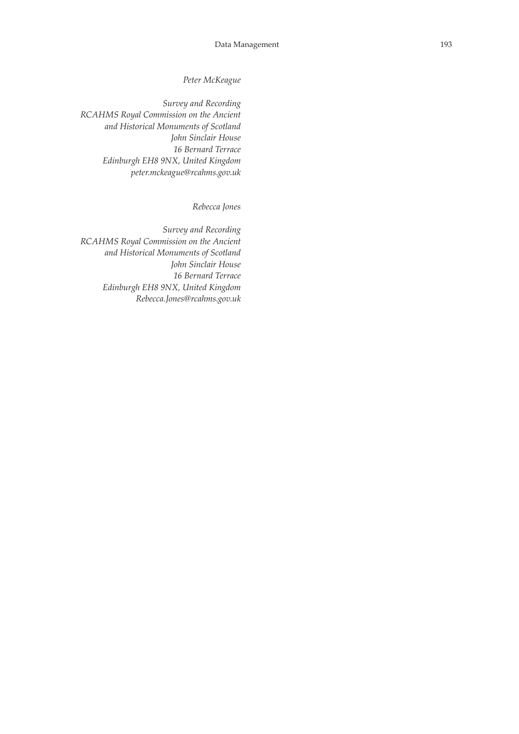*Peter McKeague*

*Survey and Recording*
*RCAHMS Royal Commission on the Ancient and Historical Monuments of Scotland*
*John Sinclair House*
*16 Bernard Terrace*
*Edinburgh EH8 9NX, United Kingdom*
*peter.mckeague@rcahms.gov.uk*

*Rebecca Jones*

*Survey and Recording*
*RCAHMS Royal Commission on the Ancient and Historical Monuments of Scotland*
*John Sinclair House*
*16 Bernard Terrace*
*Edinburgh EH8 9NX, United Kingdom*
*Rebecca.Jones@rcahms.gov.uk*